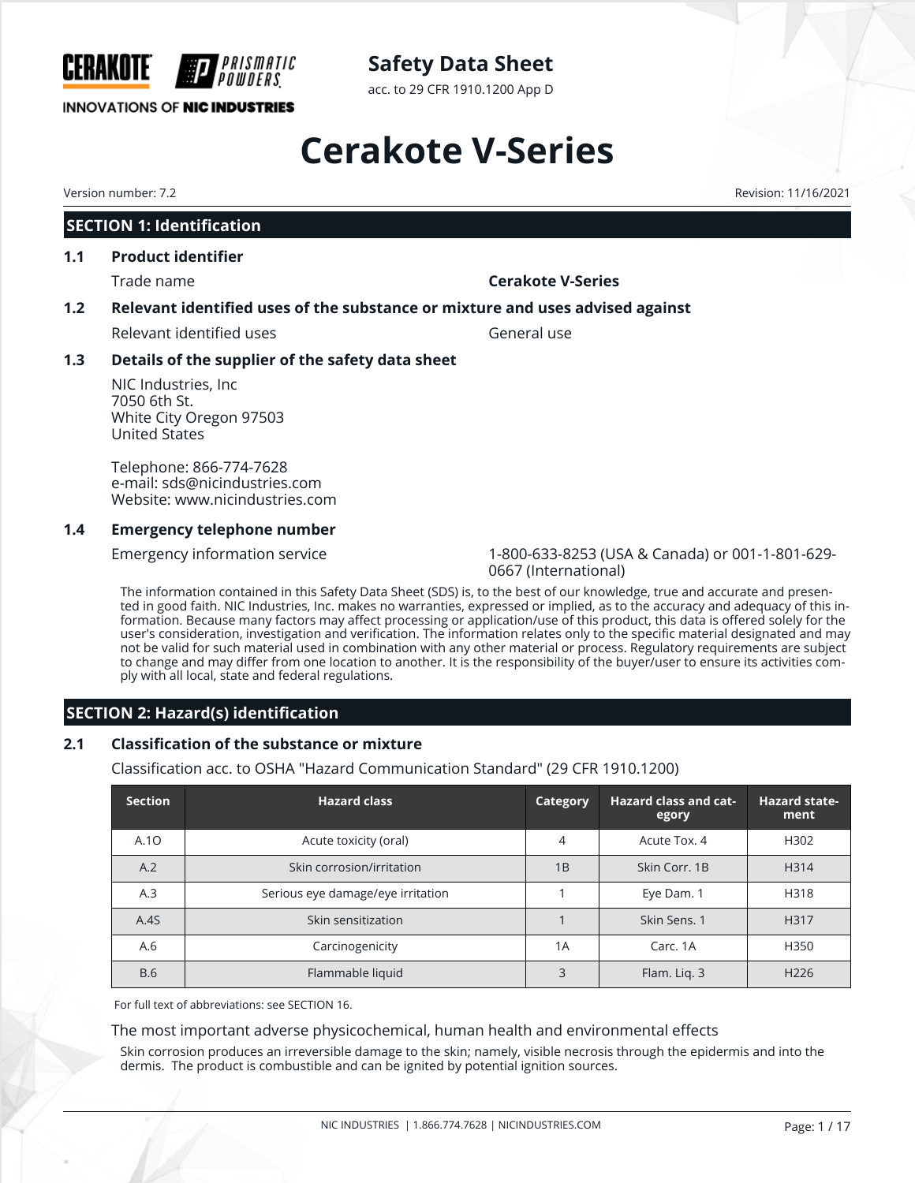CERAKOTE PRISMATIC POWDERS

INNOVATIONS OF NIC INDUSTRIES

**Safety Data Sheet**

acc. to 29 CFR 1910.1200 App D

# Cerakote V-Series

Version number: 7.2

Revision: 11/16/2021

## SECTION 1: Identification

### 1.1 Product identifier

Trade name **Cerakote V-Series**

### 1.2 Relevant identified uses of the substance or mixture and uses advised against

Relevant identified uses General use

### 1.3 Details of the supplier of the safety data sheet

NIC Industries, Inc
7050 6th St.
White City Oregon 97503
United States

Telephone: 866-774-7628
e-mail: sds@nicindustries.com
Website: www.nicindustries.com

### 1.4 Emergency telephone number

Emergency information service 1-800-633-8253 (USA & Canada) or 001-1-801-629-0667 (International)

The information contained in this Safety Data Sheet (SDS) is, to the best of our knowledge, true and accurate and presented in good faith. NIC Industries, Inc. makes no warranties, expressed or implied, as to the accuracy and adequacy of this information. Because many factors may affect processing or application/use of this product, this data is offered solely for the user's consideration, investigation and verification. The information relates only to the specific material designated and may not be valid for such material used in combination with any other material or process. Regulatory requirements are subject to change and may differ from one location to another. It is the responsibility of the buyer/user to ensure its activities comply with all local, state and federal regulations.

## SECTION 2: Hazard(s) identification

### 2.1 Classification of the substance or mixture

Classification acc. to OSHA "Hazard Communication Standard" (29 CFR 1910.1200)

| Section | Hazard class | Category | Hazard class and category | Hazard statement |
|---|---|---|---|---|
| A.1O | Acute toxicity (oral) | 4 | Acute Tox. 4 | H302 |
| A.2 | Skin corrosion/irritation | 1B | Skin Corr. 1B | H314 |
| A.3 | Serious eye damage/eye irritation | 1 | Eye Dam. 1 | H318 |
| A.4S | Skin sensitization | 1 | Skin Sens. 1 | H317 |
| A.6 | Carcinogenicity | 1A | Carc. 1A | H350 |
| B.6 | Flammable liquid | 3 | Flam. Liq. 3 | H226 |

For full text of abbreviations: see SECTION 16.

The most important adverse physicochemical, human health and environmental effects

Skin corrosion produces an irreversible damage to the skin; namely, visible necrosis through the epidermis and into the dermis. The product is combustible and can be ignited by potential ignition sources.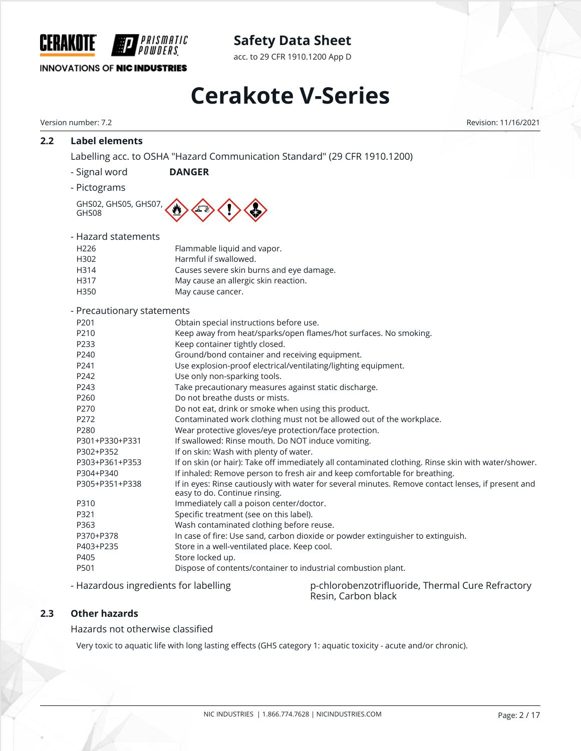## 2.2 Label elements

Labelling acc. to OSHA "Hazard Communication Standard" (29 CFR 1910.1200)

- Signal word **DANGER**
- Pictograms

GHS02, GHS05, GHS07, GHS08

- Hazard statements

| | |
|---|---|
| H226 | Flammable liquid and vapor. |
| H302 | Harmful if swallowed. |
| H314 | Causes severe skin burns and eye damage. |
| H317 | May cause an allergic skin reaction. |
| H350 | May cause cancer. |

- Precautionary statements

| | |
|---|---|
| P201 | Obtain special instructions before use. |
| P210 | Keep away from heat/sparks/open flames/hot surfaces. No smoking. |
| P233 | Keep container tightly closed. |
| P240 | Ground/bond container and receiving equipment. |
| P241 | Use explosion-proof electrical/ventilating/lighting equipment. |
| P242 | Use only non-sparking tools. |
| P243 | Take precautionary measures against static discharge. |
| P260 | Do not breathe dusts or mists. |
| P270 | Do not eat, drink or smoke when using this product. |
| P272 | Contaminated work clothing must not be allowed out of the workplace. |
| P280 | Wear protective gloves/eye protection/face protection. |
| P301+P330+P331 | If swallowed: Rinse mouth. Do NOT induce vomiting. |
| P302+P352 | If on skin: Wash with plenty of water. |
| P303+P361+P353 | If on skin (or hair): Take off immediately all contaminated clothing. Rinse skin with water/shower. |
| P304+P340 | If inhaled: Remove person to fresh air and keep comfortable for breathing. |
| P305+P351+P338 | If in eyes: Rinse cautiously with water for several minutes. Remove contact lenses, if present and easy to do. Continue rinsing. |
| P310 | Immediately call a poison center/doctor. |
| P321 | Specific treatment (see on this label). |
| P363 | Wash contaminated clothing before reuse. |
| P370+P378 | In case of fire: Use sand, carbon dioxide or powder extinguisher to extinguish. |
| P403+P235 | Store in a well-ventilated place. Keep cool. |
| P405 | Store locked up. |
| P501 | Dispose of contents/container to industrial combustion plant. |

- Hazardous ingredients for labelling: p-chlorobenzotrifluoride, Thermal Cure Refractory Resin, Carbon black

## 2.3 Other hazards

Hazards not otherwise classified

Very toxic to aquatic life with long lasting effects (GHS category 1: aquatic toxicity - acute and/or chronic).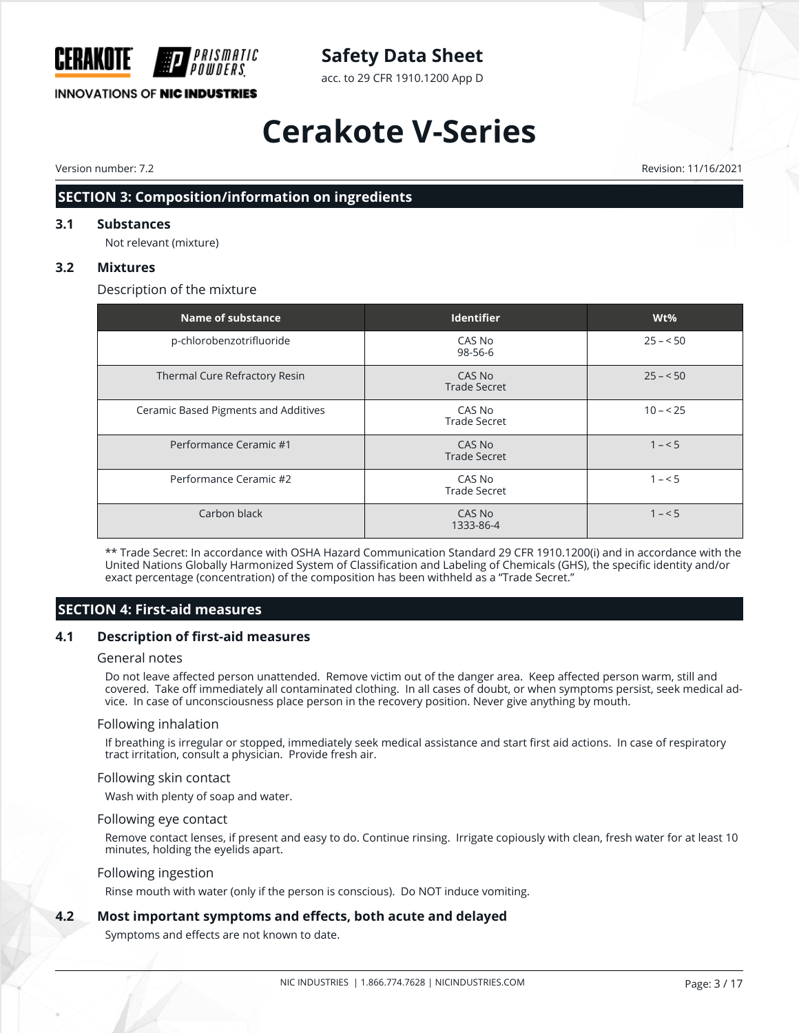## SECTION 3: Composition/information on ingredients

### 3.1 Substances

Not relevant (mixture)

### 3.2 Mixtures

Description of the mixture

| Name of substance | Identifier | Wt% |
|---|---|---|
| p-chlorobenzotrifluoride | CAS No 98-56-6 | 25 – < 50 |
| Thermal Cure Refractory Resin | CAS No Trade Secret | 25 – < 50 |
| Ceramic Based Pigments and Additives | CAS No Trade Secret | 10 – < 25 |
| Performance Ceramic #1 | CAS No Trade Secret | 1 – < 5 |
| Performance Ceramic #2 | CAS No Trade Secret | 1 – < 5 |
| Carbon black | CAS No 1333-86-4 | 1 – < 5 |

** Trade Secret: In accordance with OSHA Hazard Communication Standard 29 CFR 1910.1200(i) and in accordance with the United Nations Globally Harmonized System of Classification and Labeling of Chemicals (GHS), the specific identity and/or exact percentage (concentration) of the composition has been withheld as a "Trade Secret."

## SECTION 4: First-aid measures

### 4.1 Description of first-aid measures

General notes

Do not leave affected person unattended. Remove victim out of the danger area. Keep affected person warm, still and covered. Take off immediately all contaminated clothing. In all cases of doubt, or when symptoms persist, seek medical advice. In case of unconsciousness place person in the recovery position. Never give anything by mouth.

Following inhalation

If breathing is irregular or stopped, immediately seek medical assistance and start first aid actions. In case of respiratory tract irritation, consult a physician. Provide fresh air.

Following skin contact

Wash with plenty of soap and water.

Following eye contact

Remove contact lenses, if present and easy to do. Continue rinsing. Irrigate copiously with clean, fresh water for at least 10 minutes, holding the eyelids apart.

Following ingestion

Rinse mouth with water (only if the person is conscious). Do NOT induce vomiting.

### 4.2 Most important symptoms and effects, both acute and delayed

Symptoms and effects are not known to date.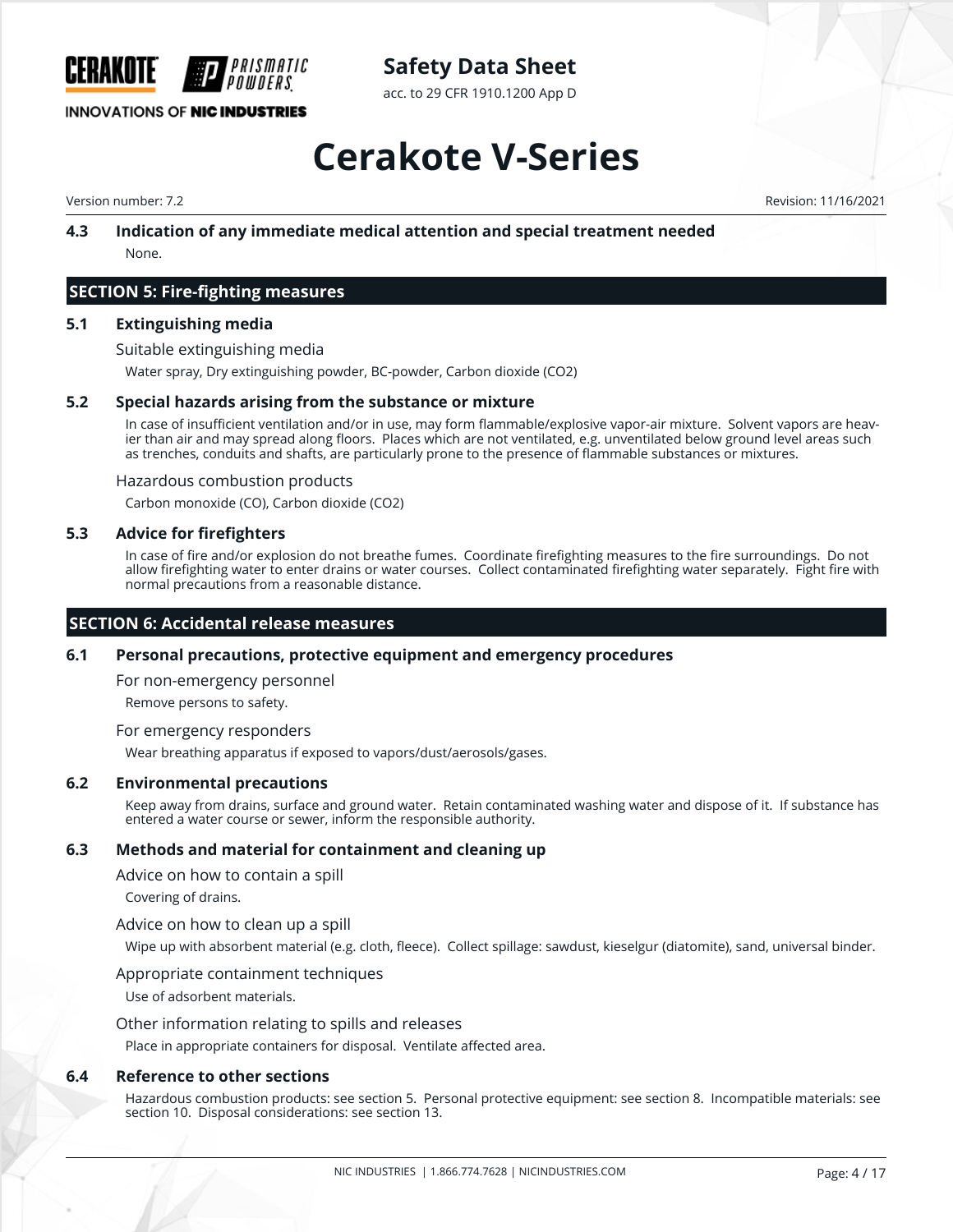### 4.3 Indication of any immediate medical attention and special treatment needed

None.

## SECTION 5: Fire-fighting measures

### 5.1 Extinguishing media

Suitable extinguishing media

Water spray, Dry extinguishing powder, BC-powder, Carbon dioxide ($CO_2$)

### 5.2 Special hazards arising from the substance or mixture

In case of insufficient ventilation and/or in use, may form flammable/explosive vapor-air mixture. Solvent vapors are heavier than air and may spread along floors. Places which are not ventilated, e.g. unventilated below ground level areas such as trenches, conduits and shafts, are particularly prone to the presence of flammable substances or mixtures.

Hazardous combustion products

Carbon monoxide (CO), Carbon dioxide ($CO_2$)

### 5.3 Advice for firefighters

In case of fire and/or explosion do not breathe fumes. Coordinate firefighting measures to the fire surroundings. Do not allow firefighting water to enter drains or water courses. Collect contaminated firefighting water separately. Fight fire with normal precautions from a reasonable distance.

## SECTION 6: Accidental release measures

### 6.1 Personal precautions, protective equipment and emergency procedures

For non-emergency personnel

Remove persons to safety.

For emergency responders

Wear breathing apparatus if exposed to vapors/dust/aerosols/gases.

### 6.2 Environmental precautions

Keep away from drains, surface and ground water. Retain contaminated washing water and dispose of it. If substance has entered a water course or sewer, inform the responsible authority.

### 6.3 Methods and material for containment and cleaning up

Advice on how to contain a spill

Covering of drains.

Advice on how to clean up a spill

Wipe up with absorbent material (e.g. cloth, fleece). Collect spillage: sawdust, kieselgur (diatomite), sand, universal binder.

Appropriate containment techniques

Use of adsorbent materials.

Other information relating to spills and releases

Place in appropriate containers for disposal. Ventilate affected area.

### 6.4 Reference to other sections

Hazardous combustion products: see section 5. Personal protective equipment: see section 8. Incompatible materials: see section 10. Disposal considerations: see section 13.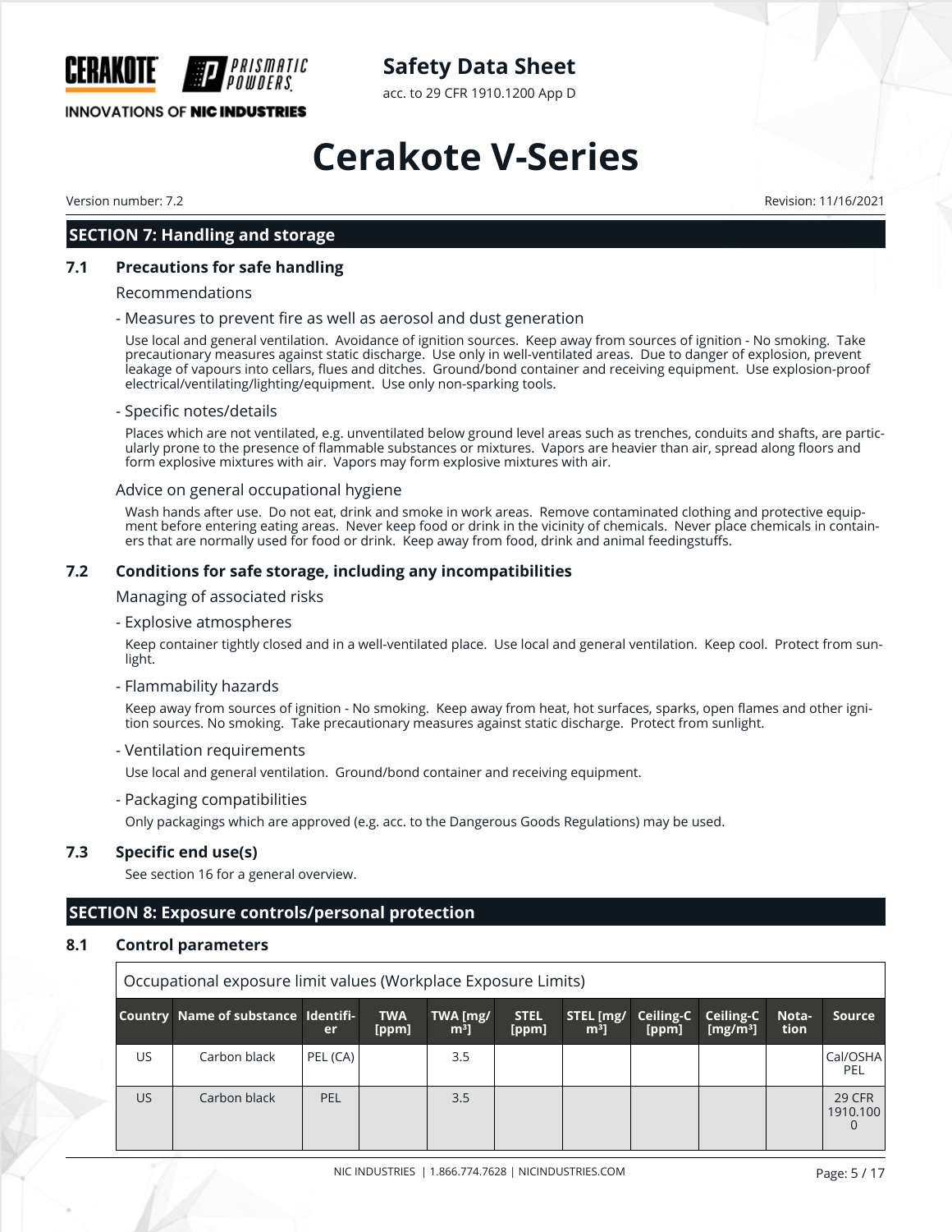## SECTION 7: Handling and storage

### 7.1 Precautions for safe handling

Recommendations

- Measures to prevent fire as well as aerosol and dust generation

Use local and general ventilation. Avoidance of ignition sources. Keep away from sources of ignition - No smoking. Take precautionary measures against static discharge. Use only in well-ventilated areas. Due to danger of explosion, prevent leakage of vapours into cellars, flues and ditches. Ground/bond container and receiving equipment. Use explosion-proof electrical/ventilating/lighting/equipment. Use only non-sparking tools.

- Specific notes/details

Places which are not ventilated, e.g. unventilated below ground level areas such as trenches, conduits and shafts, are particularly prone to the presence of flammable substances or mixtures. Vapors are heavier than air, spread along floors and form explosive mixtures with air. Vapors may form explosive mixtures with air.

Advice on general occupational hygiene

Wash hands after use. Do not eat, drink and smoke in work areas. Remove contaminated clothing and protective equipment before entering eating areas. Never keep food or drink in the vicinity of chemicals. Never place chemicals in containers that are normally used for food or drink. Keep away from food, drink and animal feedingstuffs.

### 7.2 Conditions for safe storage, including any incompatibilities

Managing of associated risks

- Explosive atmospheres

Keep container tightly closed and in a well-ventilated place. Use local and general ventilation. Keep cool. Protect from sunlight.

- Flammability hazards

Keep away from sources of ignition - No smoking. Keep away from heat, hot surfaces, sparks, open flames and other ignition sources. No smoking. Take precautionary measures against static discharge. Protect from sunlight.

- Ventilation requirements

Use local and general ventilation. Ground/bond container and receiving equipment.

- Packaging compatibilities

Only packagings which are approved (e.g. acc. to the Dangerous Goods Regulations) may be used.

### 7.3 Specific end use(s)

See section 16 for a general overview.

## SECTION 8: Exposure controls/personal protection

### 8.1 Control parameters

Occupational exposure limit values (Workplace Exposure Limits)

| Country | Name of substance | Identifier | TWA [ppm] | TWA [mg/m³] | STEL [ppm] | STEL [mg/m³] | Ceiling-C [ppm] | Ceiling-C [mg/m³] | Notation | Source |
|---|---|---|---|---|---|---|---|---|---|---|
| US | Carbon black | PEL (CA) | | 3.5 | | | | | | Cal/OSHA PEL |
| US | Carbon black | PEL | | 3.5 | | | | | | 29 CFR 1910.1000 |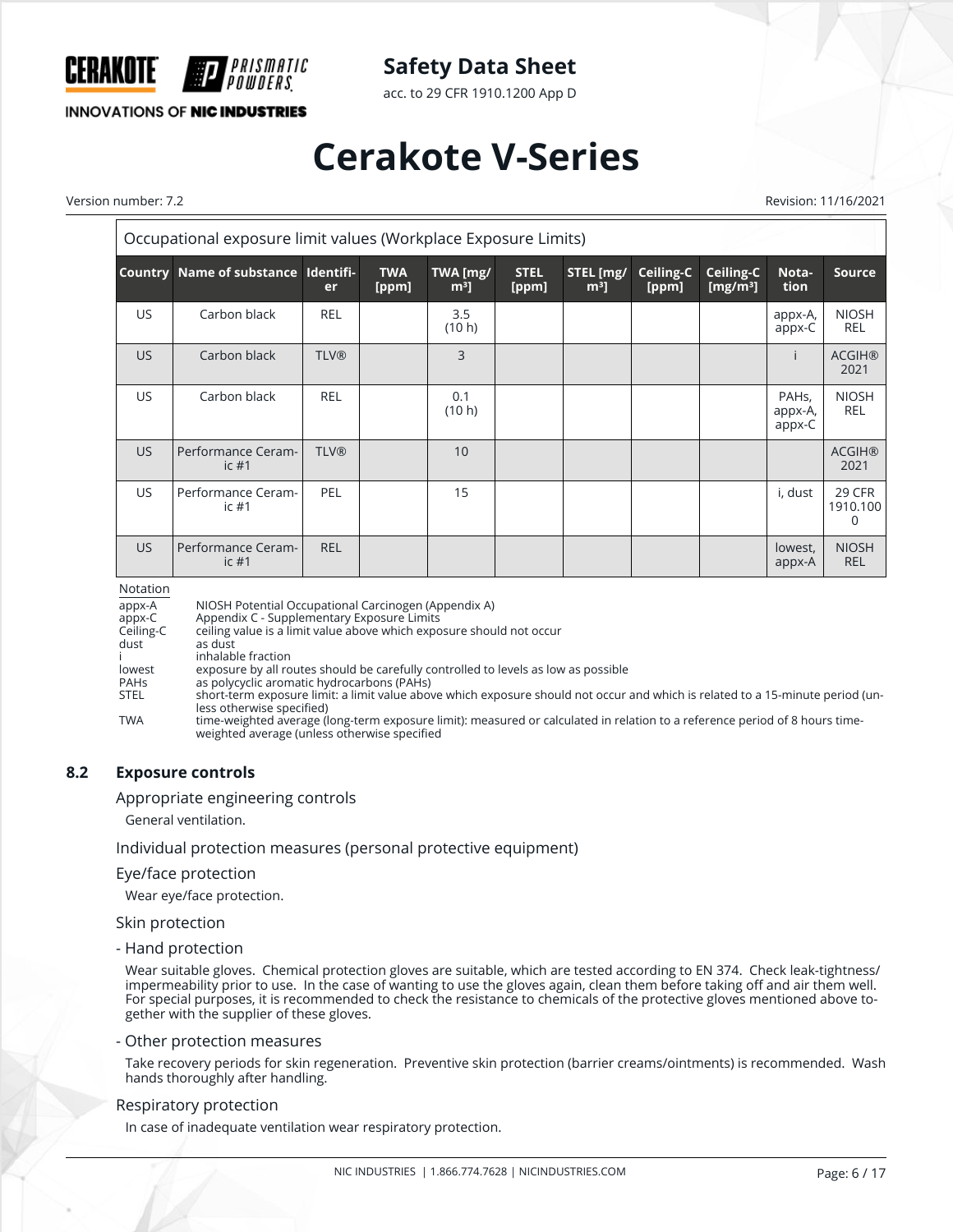Occupational exposure limit values (Workplace Exposure Limits)

| Country | Name of substance | Identifier | TWA [ppm] | TWA [mg/m³] | STEL [ppm] | STEL [mg/m³] | Ceiling-C [ppm] | Ceiling-C [mg/m³] | Notation | Source |
|---|---|---|---|---|---|---|---|---|---|---|
| US | Carbon black | REL | | 3.5 (10 h) | | | | | appx-A, appx-C | NIOSH REL |
| US | Carbon black | TLV® | | 3 | | | | | i | ACGIH® 2021 |
| US | Carbon black | REL | | 0.1 (10 h) | | | | | PAHs, appx-A, appx-C | NIOSH REL |
| US | Performance Ceramic #1 | TLV® | | 10 | | | | | | ACGIH® 2021 |
| US | Performance Ceramic #1 | PEL | | 15 | | | | | i, dust | 29 CFR 1910.1000 |
| US | Performance Ceramic #1 | REL | | | | | | | lowest, appx-A | NIOSH REL |

Notation

| | |
|---|---|
| appx-A | NIOSH Potential Occupational Carcinogen (Appendix A) |
| appx-C | Appendix C - Supplementary Exposure Limits |
| Ceiling-C | ceiling value is a limit value above which exposure should not occur |
| dust | as dust |
| i | inhalable fraction |
| lowest | exposure by all routes should be carefully controlled to levels as low as possible |
| PAHs | as polycyclic aromatic hydrocarbons (PAHs) |
| STEL | short-term exposure limit: a limit value above which exposure should not occur and which is related to a 15-minute period (unless otherwise specified) |
| TWA | time-weighted average (long-term exposure limit): measured or calculated in relation to a reference period of 8 hours time-weighted average (unless otherwise specified |

## 8.2 Exposure controls

Appropriate engineering controls

General ventilation.

Individual protection measures (personal protective equipment)

Eye/face protection

Wear eye/face protection.

Skin protection

- Hand protection

Wear suitable gloves. Chemical protection gloves are suitable, which are tested according to EN 374. Check leak-tightness/impermeability prior to use. In the case of wanting to use the gloves again, clean them before taking off and air them well. For special purposes, it is recommended to check the resistance to chemicals of the protective gloves mentioned above together with the supplier of these gloves.

- Other protection measures

Take recovery periods for skin regeneration. Preventive skin protection (barrier creams/ointments) is recommended. Wash hands thoroughly after handling.

Respiratory protection

In case of inadequate ventilation wear respiratory protection.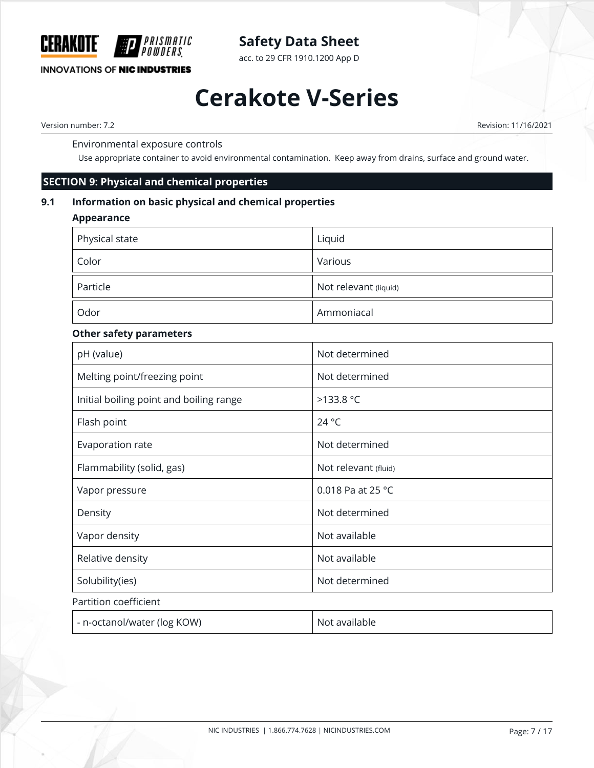Environmental exposure controls

Use appropriate container to avoid environmental contamination. Keep away from drains, surface and ground water.

## SECTION 9: Physical and chemical properties

### 9.1 Information on basic physical and chemical properties

**Appearance**

| | |
|---|---|
| Physical state | Liquid |
| Color | Various |
| Particle | Not relevant (liquid) |
| Odor | Ammoniacal |

**Other safety parameters**

| | |
|---|---|
| pH (value) | Not determined |
| Melting point/freezing point | Not determined |
| Initial boiling point and boiling range | >133.8 °C |
| Flash point | 24 °C |
| Evaporation rate | Not determined |
| Flammability (solid, gas) | Not relevant (fluid) |
| Vapor pressure | 0.018 Pa at 25 °C |
| Density | Not determined |
| Vapor density | Not available |
| Relative density | Not available |
| Solubility(ies) | Not determined |

Partition coefficient

| | |
|---|---|
| - n-octanol/water (log KOW) | Not available |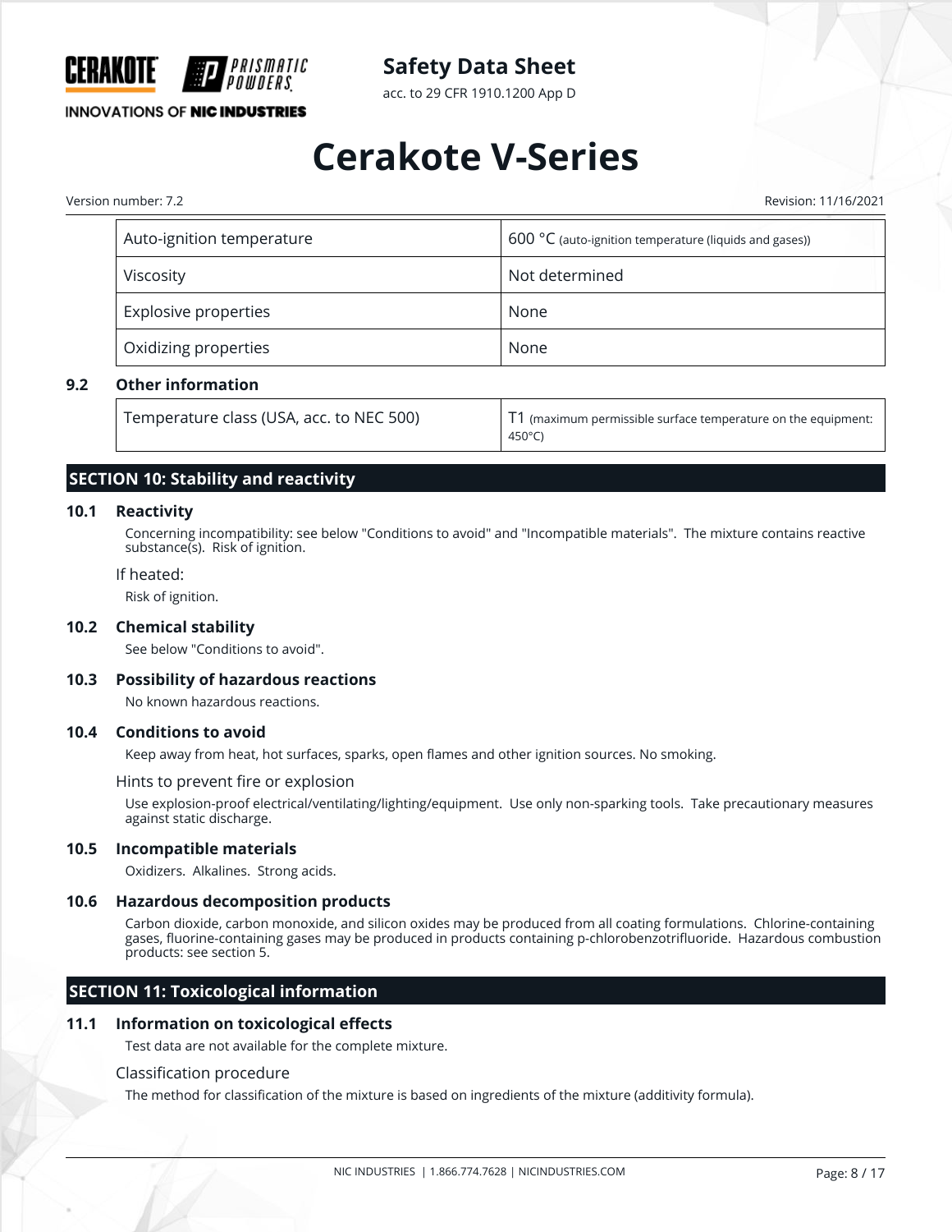| Auto-ignition temperature | 600 °C (auto-ignition temperature (liquids and gases)) |
| --- | --- |
| Viscosity | Not determined |
| Explosive properties | None |
| Oxidizing properties | None |

### 9.2 Other information

| Temperature class (USA, acc. to NEC 500) | T1 (maximum permissible surface temperature on the equipment: 450°C) |
| --- | --- |

## SECTION 10: Stability and reactivity

### 10.1 Reactivity

Concerning incompatibility: see below "Conditions to avoid" and "Incompatible materials". The mixture contains reactive substance(s). Risk of ignition.

If heated:

Risk of ignition.

### 10.2 Chemical stability

See below "Conditions to avoid".

### 10.3 Possibility of hazardous reactions

No known hazardous reactions.

### 10.4 Conditions to avoid

Keep away from heat, hot surfaces, sparks, open flames and other ignition sources. No smoking.

Hints to prevent fire or explosion

Use explosion-proof electrical/ventilating/lighting/equipment. Use only non-sparking tools. Take precautionary measures against static discharge.

### 10.5 Incompatible materials

Oxidizers. Alkalines. Strong acids.

### 10.6 Hazardous decomposition products

Carbon dioxide, carbon monoxide, and silicon oxides may be produced from all coating formulations. Chlorine-containing gases, fluorine-containing gases may be produced in products containing p-chlorobenzotrifluoride. Hazardous combustion products: see section 5.

## SECTION 11: Toxicological information

### 11.1 Information on toxicological effects

Test data are not available for the complete mixture.

Classification procedure

The method for classification of the mixture is based on ingredients of the mixture (additivity formula).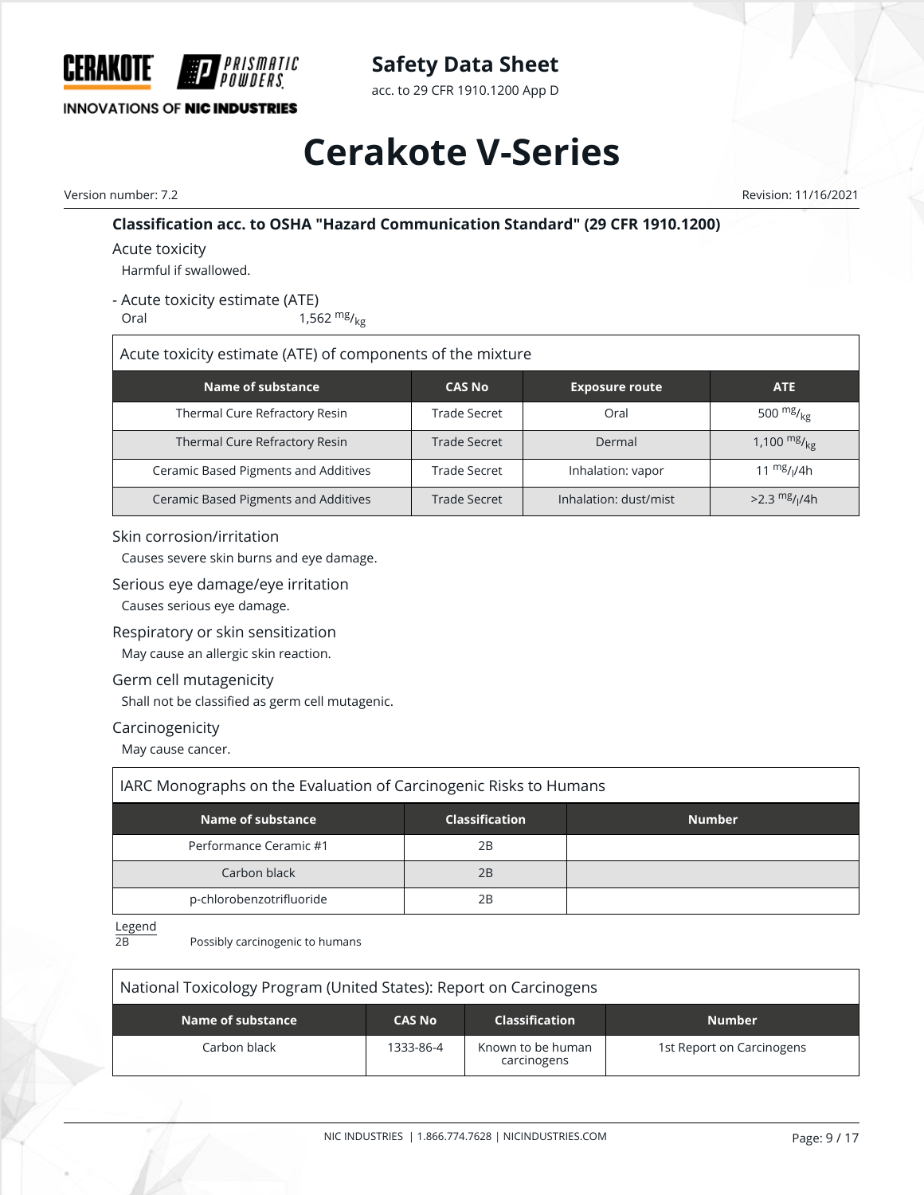### Classification acc. to OSHA "Hazard Communication Standard" (29 CFR 1910.1200)

**Acute toxicity**

Harmful if swallowed.

- Acute toxicity estimate (ATE)

Oral 1,562 $^{mg}/_{kg}$

| Acute toxicity estimate (ATE) of components of the mixture | | | |
|---|---|---|---|
| **Name of substance** | **CAS No** | **Exposure route** | **ATE** |
| Thermal Cure Refractory Resin | Trade Secret | Oral | 500 $^{mg}/_{kg}$ |
| Thermal Cure Refractory Resin | Trade Secret | Dermal | 1,100 $^{mg}/_{kg}$ |
| Ceramic Based Pigments and Additives | Trade Secret | Inhalation: vapor | 11 $^{mg}/_{l}$/4h |
| Ceramic Based Pigments and Additives | Trade Secret | Inhalation: dust/mist | >2.3 $^{mg}/_{l}$/4h |

**Skin corrosion/irritation**

Causes severe skin burns and eye damage.

**Serious eye damage/eye irritation**

Causes serious eye damage.

**Respiratory or skin sensitization**

May cause an allergic skin reaction.

**Germ cell mutagenicity**

Shall not be classified as germ cell mutagenic.

**Carcinogenicity**

May cause cancer.

| IARC Monographs on the Evaluation of Carcinogenic Risks to Humans | | |
|---|---|---|
| **Name of substance** | **Classification** | **Number** |
| Performance Ceramic #1 | 2B | |
| Carbon black | 2B | |
| p-chlorobenzotrifluoride | 2B | |

Legend

2B Possibly carcinogenic to humans

| National Toxicology Program (United States): Report on Carcinogens | | | |
|---|---|---|---|
| **Name of substance** | **CAS No** | **Classification** | **Number** |
| Carbon black | 1333-86-4 | Known to be human carcinogens | 1st Report on Carcinogens |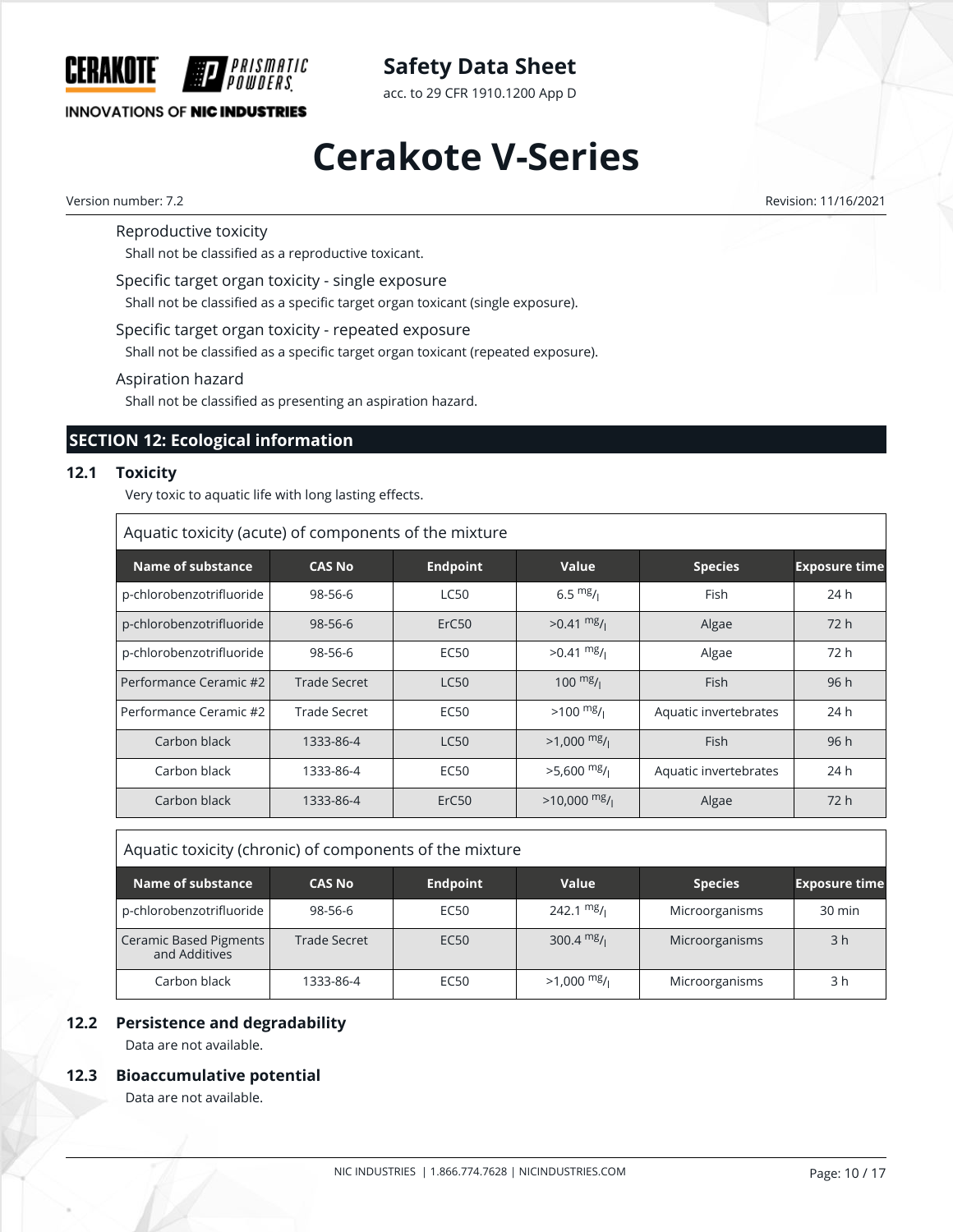Reproductive toxicity

Shall not be classified as a reproductive toxicant.

Specific target organ toxicity - single exposure

Shall not be classified as a specific target organ toxicant (single exposure).

Specific target organ toxicity - repeated exposure

Shall not be classified as a specific target organ toxicant (repeated exposure).

Aspiration hazard

Shall not be classified as presenting an aspiration hazard.

## SECTION 12: Ecological information

### 12.1 Toxicity

Very toxic to aquatic life with long lasting effects.

Aquatic toxicity (acute) of components of the mixture

| Name of substance | CAS No | Endpoint | Value | Species | Exposure time |
|---|---|---|---|---|---|
| p-chlorobenzotrifluoride | 98-56-6 | LC50 | 6.5 $^{mg}/_{l}$ | Fish | 24 h |
| p-chlorobenzotrifluoride | 98-56-6 | ErC50 | >0.41 $^{mg}/_{l}$ | Algae | 72 h |
| p-chlorobenzotrifluoride | 98-56-6 | EC50 | >0.41 $^{mg}/_{l}$ | Algae | 72 h |
| Performance Ceramic #2 | Trade Secret | LC50 | 100 $^{mg}/_{l}$ | Fish | 96 h |
| Performance Ceramic #2 | Trade Secret | EC50 | >100 $^{mg}/_{l}$ | Aquatic invertebrates | 24 h |
| Carbon black | 1333-86-4 | LC50 | >1,000 $^{mg}/_{l}$ | Fish | 96 h |
| Carbon black | 1333-86-4 | EC50 | >5,600 $^{mg}/_{l}$ | Aquatic invertebrates | 24 h |
| Carbon black | 1333-86-4 | ErC50 | >10,000 $^{mg}/_{l}$ | Algae | 72 h |

Aquatic toxicity (chronic) of components of the mixture

| Name of substance | CAS No | Endpoint | Value | Species | Exposure time |
|---|---|---|---|---|---|
| p-chlorobenzotrifluoride | 98-56-6 | EC50 | 242.1 $^{mg}/_{l}$ | Microorganisms | 30 min |
| Ceramic Based Pigments and Additives | Trade Secret | EC50 | 300.4 $^{mg}/_{l}$ | Microorganisms | 3 h |
| Carbon black | 1333-86-4 | EC50 | >1,000 $^{mg}/_{l}$ | Microorganisms | 3 h |

### 12.2 Persistence and degradability

Data are not available.

### 12.3 Bioaccumulative potential

Data are not available.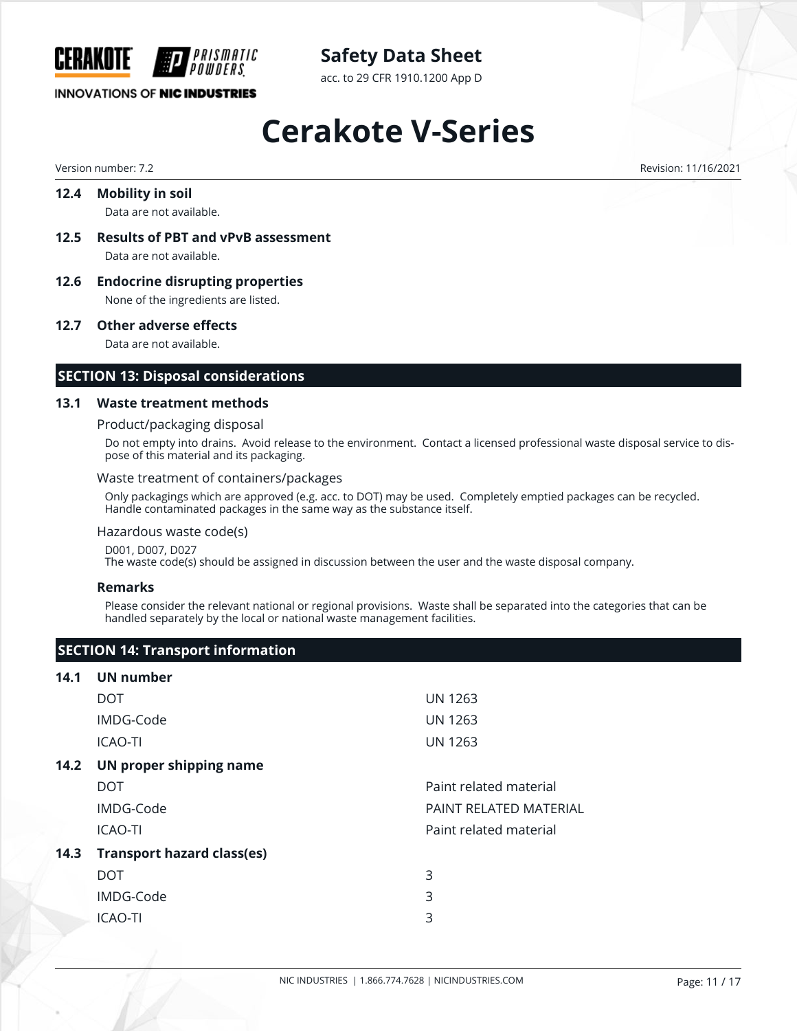### 12.4 Mobility in soil

Data are not available.

### 12.5 Results of PBT and vPvB assessment

Data are not available.

### 12.6 Endocrine disrupting properties

None of the ingredients are listed.

### 12.7 Other adverse effects

Data are not available.

## SECTION 13: Disposal considerations

### 13.1 Waste treatment methods

Product/packaging disposal

Do not empty into drains. Avoid release to the environment. Contact a licensed professional waste disposal service to dispose of this material and its packaging.

Waste treatment of containers/packages

Only packagings which are approved (e.g. acc. to DOT) may be used. Completely emptied packages can be recycled. Handle contaminated packages in the same way as the substance itself.

Hazardous waste code(s)

D001, D007, D027
The waste code(s) should be assigned in discussion between the user and the waste disposal company.

**Remarks**

Please consider the relevant national or regional provisions. Waste shall be separated into the categories that can be handled separately by the local or national waste management facilities.

## SECTION 14: Transport information

### 14.1 UN number

| | |
|---|---|
| DOT | UN 1263 |
| IMDG-Code | UN 1263 |
| ICAO-TI | UN 1263 |

### 14.2 UN proper shipping name

| | |
|---|---|
| DOT | Paint related material |
| IMDG-Code | PAINT RELATED MATERIAL |
| ICAO-TI | Paint related material |

### 14.3 Transport hazard class(es)

| | |
|---|---|
| DOT | 3 |
| IMDG-Code | 3 |
| ICAO-TI | 3 |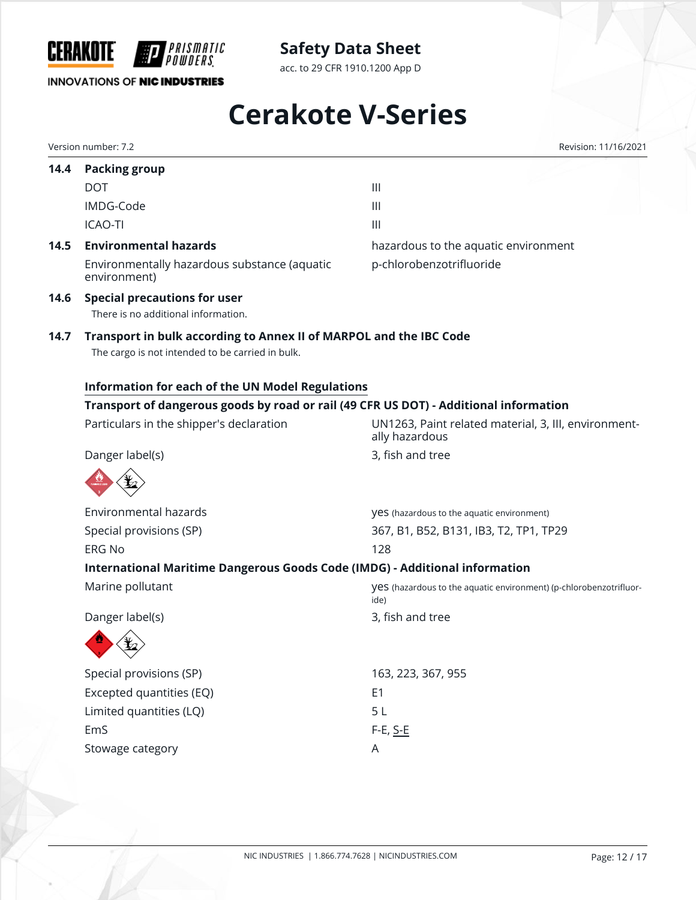### 14.4 Packing group

| | |
|---|---|
| DOT | III |
| IMDG-Code | III |
| ICAO-TI | III |

### 14.5 Environmental hazards

| | |
|---|---|
| | hazardous to the aquatic environment |
| Environmentally hazardous substance (aquatic environment) | p-chlorobenzotrifluoride |

### 14.6 Special precautions for user

There is no additional information.

### 14.7 Transport in bulk according to Annex II of MARPOL and the IBC Code

The cargo is not intended to be carried in bulk.

**Information for each of the UN Model Regulations**

**Transport of dangerous goods by road or rail (49 CFR US DOT) - Additional information**

| | |
|---|---|
| Particulars in the shipper's declaration | UN1263, Paint related material, 3, III, environmentally hazardous |
| Danger label(s) | 3, fish and tree |
| Environmental hazards | yes (hazardous to the aquatic environment) |
| Special provisions (SP) | 367, B1, B52, B131, IB3, T2, TP1, TP29 |
| ERG No | 128 |

**International Maritime Dangerous Goods Code (IMDG) - Additional information**

| | |
|---|---|
| Marine pollutant | yes (hazardous to the aquatic environment) (p-chlorobenzotrifluoride) |
| Danger label(s) | 3, fish and tree |
| Special provisions (SP) | 163, 223, 367, 955 |
| Excepted quantities (EQ) | E1 |
| Limited quantities (LQ) | 5 L |
| EmS | F-E, S-E |
| Stowage category | A |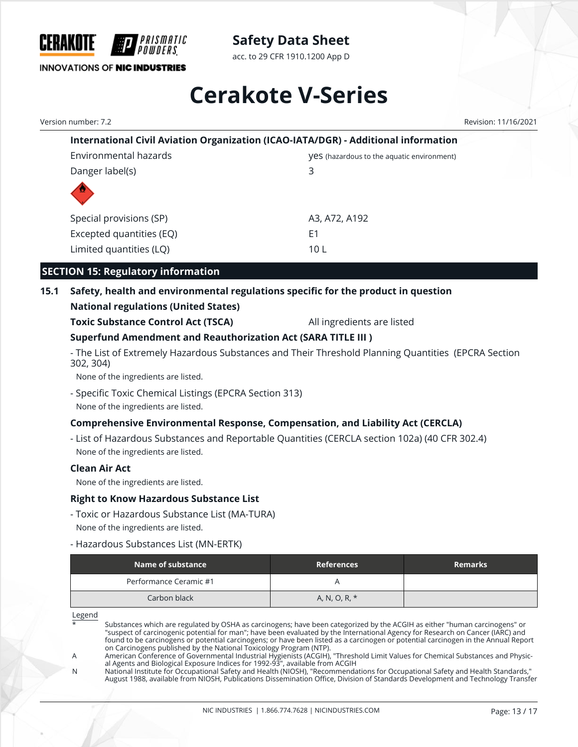**International Civil Aviation Organization (ICAO-IATA/DGR) - Additional information**

| | |
|---|---|
| Environmental hazards | yes (hazardous to the aquatic environment) |
| Danger label(s) | 3 |
| Special provisions (SP) | A3, A72, A192 |
| Excepted quantities (EQ) | E1 |
| Limited quantities (LQ) | 10 L |

## SECTION 15: Regulatory information

### 15.1 Safety, health and environmental regulations specific for the product in question

**National regulations (United States)**

**Toxic Substance Control Act (TSCA)** All ingredients are listed

**Superfund Amendment and Reauthorization Act (SARA TITLE III )**

- The List of Extremely Hazardous Substances and Their Threshold Planning Quantities (EPCRA Section 302, 304)

None of the ingredients are listed.

- Specific Toxic Chemical Listings (EPCRA Section 313)

None of the ingredients are listed.

**Comprehensive Environmental Response, Compensation, and Liability Act (CERCLA)**

- List of Hazardous Substances and Reportable Quantities (CERCLA section 102a) (40 CFR 302.4)

None of the ingredients are listed.

**Clean Air Act**

None of the ingredients are listed.

**Right to Know Hazardous Substance List**

- Toxic or Hazardous Substance List (MA-TURA)

None of the ingredients are listed.

- Hazardous Substances List (MN-ERTK)

| Name of substance | References | Remarks |
|---|---|---|
| Performance Ceramic #1 | A | |
| Carbon black | A, N, O, R, * | |

Legend

* Substances which are regulated by OSHA as carcinogens; have been categorized by the ACGIH as either "human carcinogens" or "suspect of carcinogenic potential for man"; have been evaluated by the International Agency for Research on Cancer (IARC) and found to be carcinogens or potential carcinogens; or have been listed as a carcinogen or potential carcinogen in the Annual Report on Carcinogens published by the National Toxicology Program (NTP).

A American Conference of Governmental Industrial Hygienists (ACGIH), "Threshold Limit Values for Chemical Substances and Physical Agents and Biological Exposure Indices for 1992-93", available from ACGIH

N National Institute for Occupational Safety and Health (NIOSH), "Recommendations for Occupational Safety and Health Standards," August 1988, available from NIOSH, Publications Dissemination Office, Division of Standards Development and Technology Transfer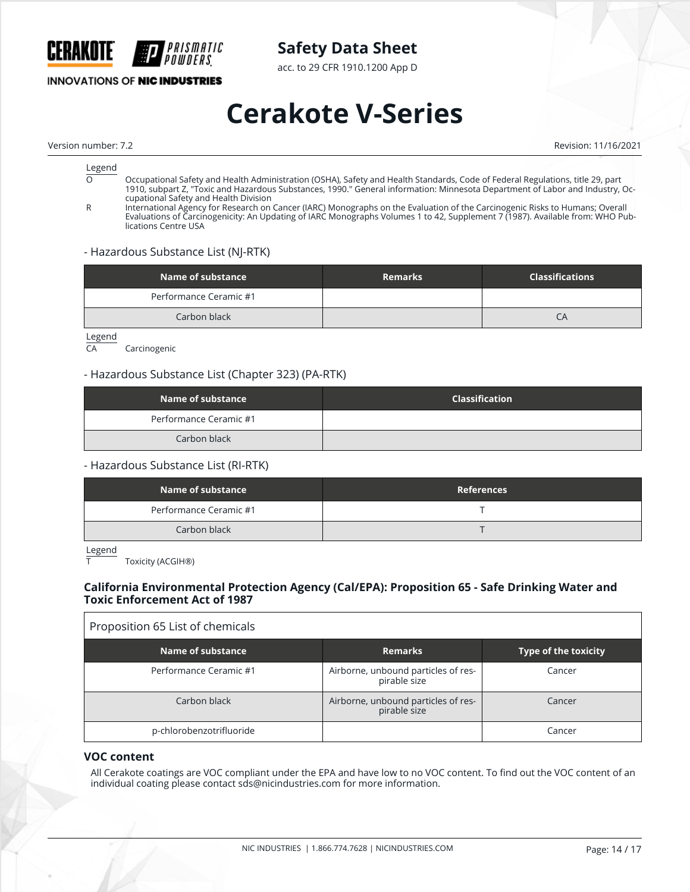Legend

O Occupational Safety and Health Administration (OSHA), Safety and Health Standards, Code of Federal Regulations, title 29, part 1910, subpart Z, "Toxic and Hazardous Substances, 1990." General information: Minnesota Department of Labor and Industry, Occupational Safety and Health Division

R International Agency for Research on Cancer (IARC) Monographs on the Evaluation of the Carcinogenic Risks to Humans; Overall Evaluations of Carcinogenicity: An Updating of IARC Monographs Volumes 1 to 42, Supplement 7 (1987). Available from: WHO Publications Centre USA

- Hazardous Substance List (NJ-RTK)

| Name of substance | Remarks | Classifications |
| --- | --- | --- |
| Performance Ceramic #1 | | |
| Carbon black | | CA |

Legend

CA Carcinogenic

- Hazardous Substance List (Chapter 323) (PA-RTK)

| Name of substance | Classification |
| --- | --- |
| Performance Ceramic #1 | |
| Carbon black | |

- Hazardous Substance List (RI-RTK)

| Name of substance | References |
| --- | --- |
| Performance Ceramic #1 | T |
| Carbon black | T |

Legend

T Toxicity (ACGIH®)

**California Environmental Protection Agency (Cal/EPA): Proposition 65 - Safe Drinking Water and Toxic Enforcement Act of 1987**

Proposition 65 List of chemicals

| Name of substance | Remarks | Type of the toxicity |
| --- | --- | --- |
| Performance Ceramic #1 | Airborne, unbound particles of respirable size | Cancer |
| Carbon black | Airborne, unbound particles of respirable size | Cancer |
| p-chlorobenzotrifluoride | | Cancer |

### VOC content

All Cerakote coatings are VOC compliant under the EPA and have low to no VOC content. To find out the VOC content of an individual coating please contact sds@nicindustries.com for more information.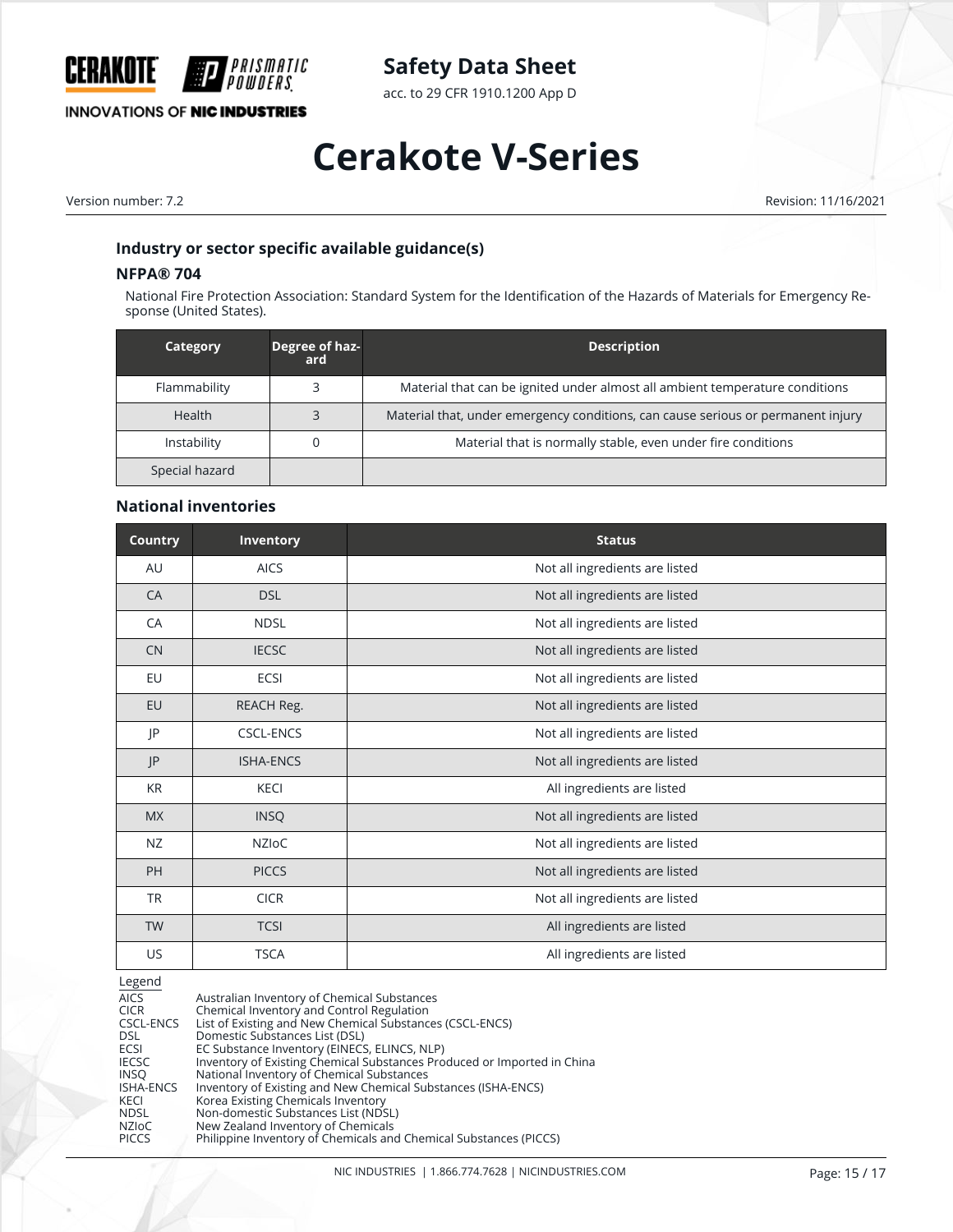### Industry or sector specific available guidance(s)

#### NFPA® 704

National Fire Protection Association: Standard System for the Identification of the Hazards of Materials for Emergency Response (United States).

| Category | Degree of hazard | Description |
|---|---|---|
| Flammability | 3 | Material that can be ignited under almost all ambient temperature conditions |
| Health | 3 | Material that, under emergency conditions, can cause serious or permanent injury |
| Instability | 0 | Material that is normally stable, even under fire conditions |
| Special hazard | | |

### National inventories

| Country | Inventory | Status |
|---|---|---|
| AU | AICS | Not all ingredients are listed |
| CA | DSL | Not all ingredients are listed |
| CA | NDSL | Not all ingredients are listed |
| CN | IECSC | Not all ingredients are listed |
| EU | ECSI | Not all ingredients are listed |
| EU | REACH Reg. | Not all ingredients are listed |
| JP | CSCL-ENCS | Not all ingredients are listed |
| JP | ISHA-ENCS | Not all ingredients are listed |
| KR | KECI | All ingredients are listed |
| MX | INSQ | Not all ingredients are listed |
| NZ | NZIoC | Not all ingredients are listed |
| PH | PICCS | Not all ingredients are listed |
| TR | CICR | Not all ingredients are listed |
| TW | TCSI | All ingredients are listed |
| US | TSCA | All ingredients are listed |

Legend

| | |
|---|---|
| AICS | Australian Inventory of Chemical Substances |
| CICR | Chemical Inventory and Control Regulation |
| CSCL-ENCS | List of Existing and New Chemical Substances (CSCL-ENCS) |
| DSL | Domestic Substances List (DSL) |
| ECSI | EC Substance Inventory (EINECS, ELINCS, NLP) |
| IECSC | Inventory of Existing Chemical Substances Produced or Imported in China |
| INSQ | National Inventory of Chemical Substances |
| ISHA-ENCS | Inventory of Existing and New Chemical Substances (ISHA-ENCS) |
| KECI | Korea Existing Chemicals Inventory |
| NDSL | Non-domestic Substances List (NDSL) |
| NZIoC | New Zealand Inventory of Chemicals |
| PICCS | Philippine Inventory of Chemicals and Chemical Substances (PICCS) |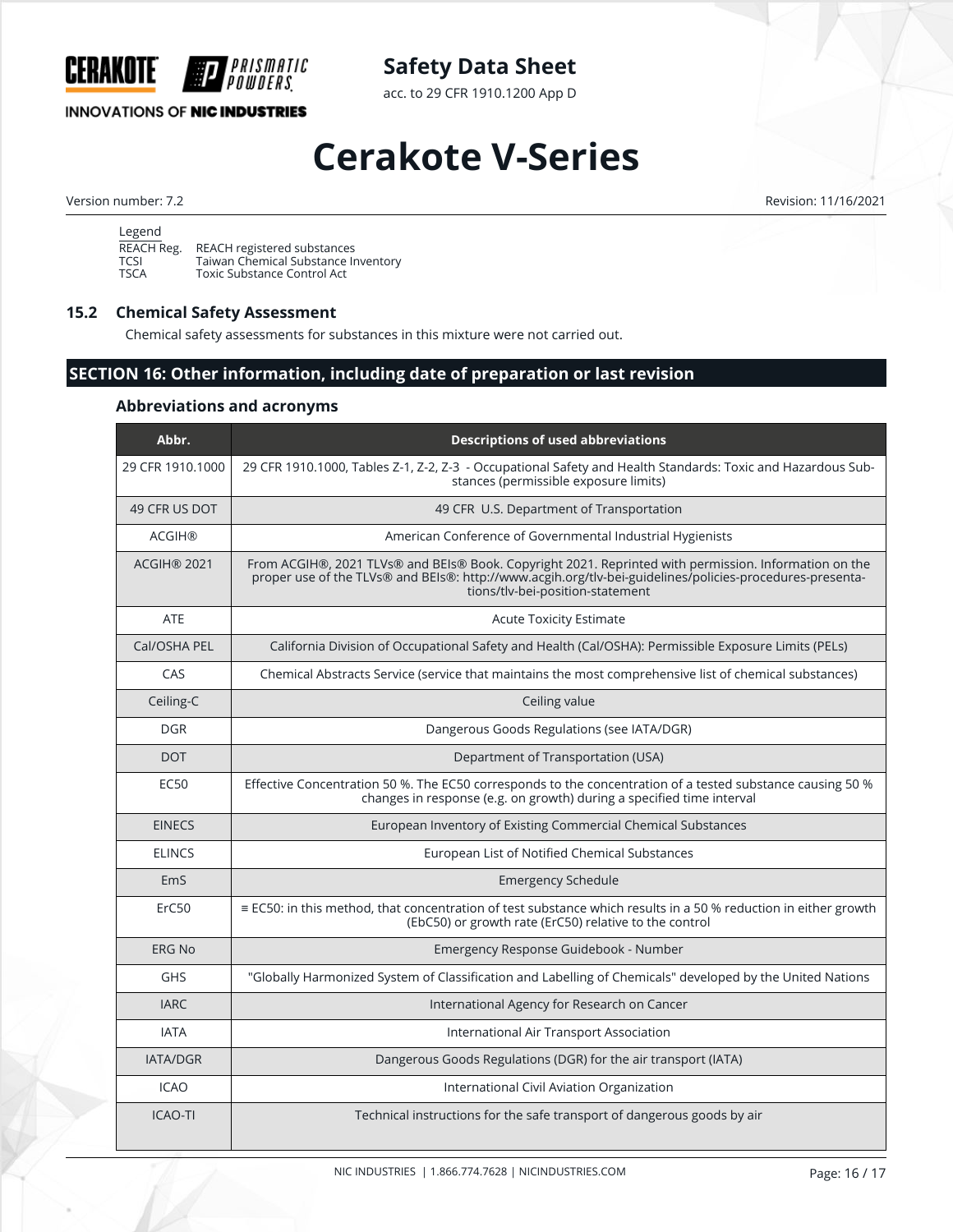Legend

| | |
|---|---|
| REACH Reg. | REACH registered substances |
| TCSI | Taiwan Chemical Substance Inventory |
| TSCA | Toxic Substance Control Act |

### 15.2 Chemical Safety Assessment

Chemical safety assessments for substances in this mixture were not carried out.

## SECTION 16: Other information, including date of preparation or last revision

### Abbreviations and acronyms

| Abbr. | Descriptions of used abbreviations |
|---|---|
| 29 CFR 1910.1000 | 29 CFR 1910.1000, Tables Z-1, Z-2, Z-3 - Occupational Safety and Health Standards: Toxic and Hazardous Substances (permissible exposure limits) |
| 49 CFR US DOT | 49 CFR U.S. Department of Transportation |
| ACGIH® | American Conference of Governmental Industrial Hygienists |
| ACGIH® 2021 | From ACGIH®, 2021 TLVs® and BEIs® Book. Copyright 2021. Reprinted with permission. Information on the proper use of the TLVs® and BEIs®: http://www.acgih.org/tlv-bei-guidelines/policies-procedures-presentations/tlv-bei-position-statement |
| ATE | Acute Toxicity Estimate |
| Cal/OSHA PEL | California Division of Occupational Safety and Health (Cal/OSHA): Permissible Exposure Limits (PELs) |
| CAS | Chemical Abstracts Service (service that maintains the most comprehensive list of chemical substances) |
| Ceiling-C | Ceiling value |
| DGR | Dangerous Goods Regulations (see IATA/DGR) |
| DOT | Department of Transportation (USA) |
| EC50 | Effective Concentration 50 %. The EC50 corresponds to the concentration of a tested substance causing 50 % changes in response (e.g. on growth) during a specified time interval |
| EINECS | European Inventory of Existing Commercial Chemical Substances |
| ELINCS | European List of Notified Chemical Substances |
| EmS | Emergency Schedule |
| ErC50 | ≡ EC50: in this method, that concentration of test substance which results in a 50 % reduction in either growth (EbC50) or growth rate (ErC50) relative to the control |
| ERG No | Emergency Response Guidebook - Number |
| GHS | "Globally Harmonized System of Classification and Labelling of Chemicals" developed by the United Nations |
| IARC | International Agency for Research on Cancer |
| IATA | International Air Transport Association |
| IATA/DGR | Dangerous Goods Regulations (DGR) for the air transport (IATA) |
| ICAO | International Civil Aviation Organization |
| ICAO-TI | Technical instructions for the safe transport of dangerous goods by air |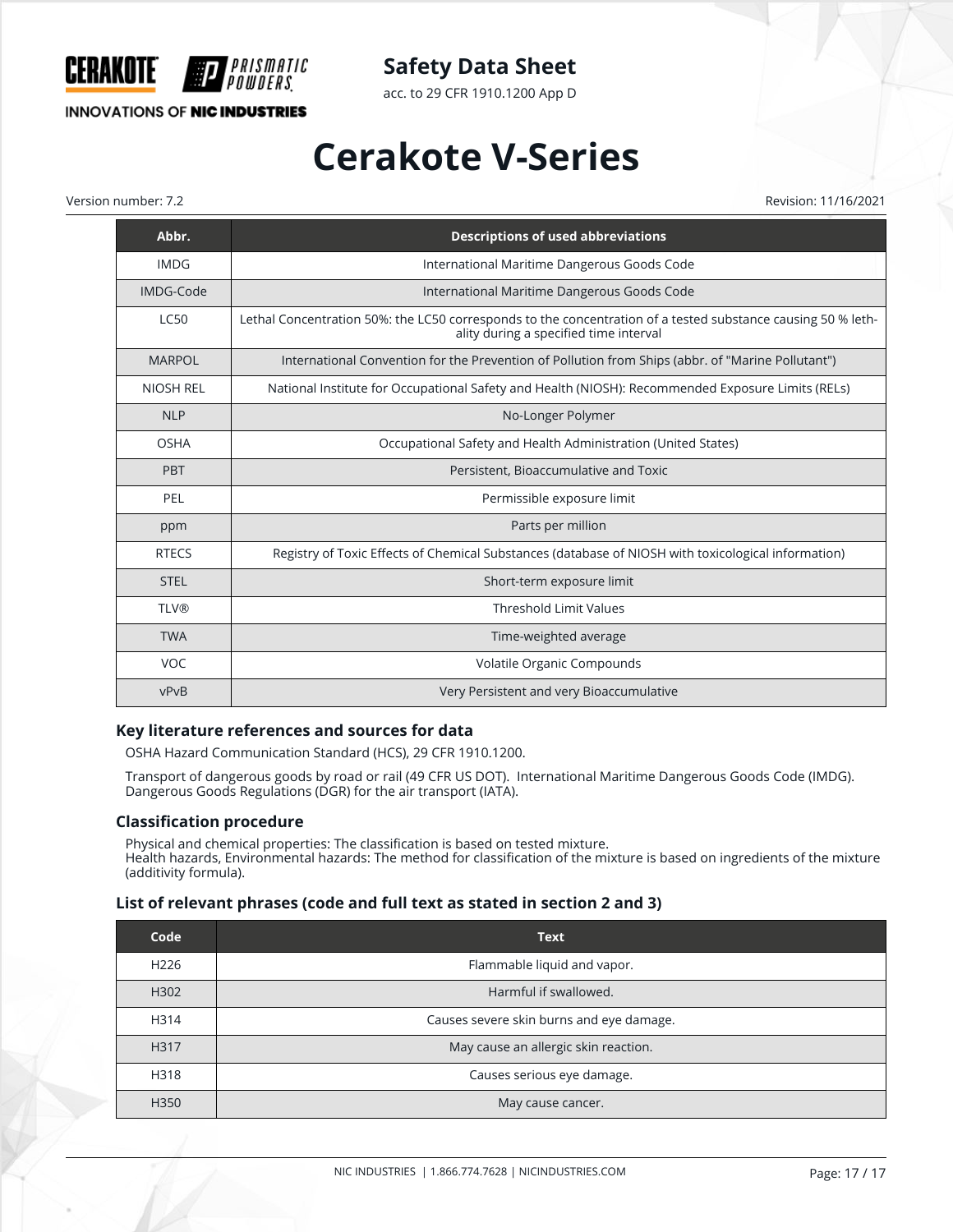| Abbr. | Descriptions of used abbreviations |
| --- | --- |
| IMDG | International Maritime Dangerous Goods Code |
| IMDG-Code | International Maritime Dangerous Goods Code |
| LC50 | Lethal Concentration 50%: the LC50 corresponds to the concentration of a tested substance causing 50 % lethality during a specified time interval |
| MARPOL | International Convention for the Prevention of Pollution from Ships (abbr. of "Marine Pollutant") |
| NIOSH REL | National Institute for Occupational Safety and Health (NIOSH): Recommended Exposure Limits (RELs) |
| NLP | No-Longer Polymer |
| OSHA | Occupational Safety and Health Administration (United States) |
| PBT | Persistent, Bioaccumulative and Toxic |
| PEL | Permissible exposure limit |
| ppm | Parts per million |
| RTECS | Registry of Toxic Effects of Chemical Substances (database of NIOSH with toxicological information) |
| STEL | Short-term exposure limit |
| TLV® | Threshold Limit Values |
| TWA | Time-weighted average |
| VOC | Volatile Organic Compounds |
| vPvB | Very Persistent and very Bioaccumulative |

### Key literature references and sources for data

OSHA Hazard Communication Standard (HCS), 29 CFR 1910.1200.

Transport of dangerous goods by road or rail (49 CFR US DOT). International Maritime Dangerous Goods Code (IMDG). Dangerous Goods Regulations (DGR) for the air transport (IATA).

### Classification procedure

Physical and chemical properties: The classification is based on tested mixture.
Health hazards, Environmental hazards: The method for classification of the mixture is based on ingredients of the mixture (additivity formula).

### List of relevant phrases (code and full text as stated in section 2 and 3)

| Code | Text |
| --- | --- |
| H226 | Flammable liquid and vapor. |
| H302 | Harmful if swallowed. |
| H314 | Causes severe skin burns and eye damage. |
| H317 | May cause an allergic skin reaction. |
| H318 | Causes serious eye damage. |
| H350 | May cause cancer. |